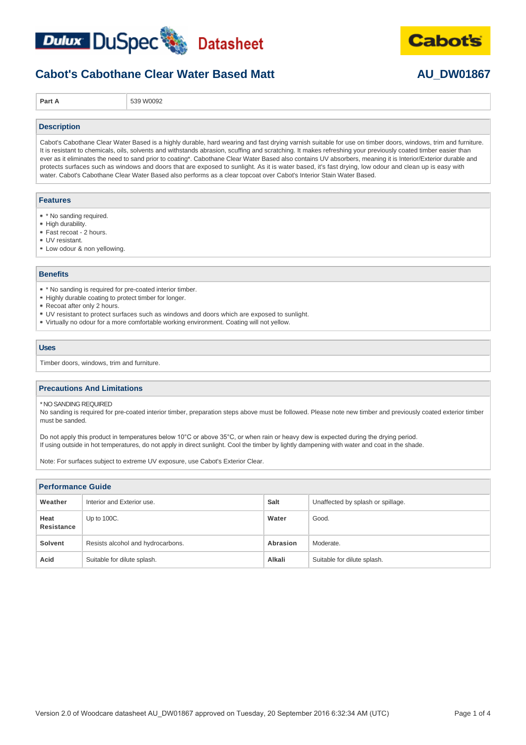Dulux DuSpec Datasheet

Cabot's

# Cabot's Cabothane Clear Water Based Matt

## AU_DW01867

| Part A | 539 W0092 |
| --- | --- |

## Description

Cabot's Cabothane Clear Water Based is a highly durable, hard wearing and fast drying varnish suitable for use on timber doors, windows, trim and furniture. It is resistant to chemicals, oils, solvents and withstands abrasion, scuffing and scratching. It makes refreshing your previously coated timber easier than ever as it eliminates the need to sand prior to coating*. Cabothane Clear Water Based also contains UV absorbers, meaning it is Interior/Exterior durable and protects surfaces such as windows and doors that are exposed to sunlight. As it is water based, it's fast drying, low odour and clean up is easy with water. Cabot's Cabothane Clear Water Based also performs as a clear topcoat over Cabot's Interior Stain Water Based.

## Features

- * No sanding required.
- High durability.
- Fast recoat - 2 hours.
- UV resistant.
- Low odour & non yellowing.

## Benefits

- * No sanding is required for pre-coated interior timber.
- Highly durable coating to protect timber for longer.
- Recoat after only 2 hours.
- UV resistant to protect surfaces such as windows and doors which are exposed to sunlight.
- Virtually no odour for a more comfortable working environment. Coating will not yellow.

## Uses

Timber doors, windows, trim and furniture.

## Precautions And Limitations

* NO SANDING REQUIRED
No sanding is required for pre-coated interior timber, preparation steps above must be followed. Please note new timber and previously coated exterior timber must be sanded.

Do not apply this product in temperatures below 10°C or above 35°C, or when rain or heavy dew is expected during the drying period.
If using outside in hot temperatures, do not apply in direct sunlight. Cool the timber by lightly dampening with water and coat in the shade.

Note: For surfaces subject to extreme UV exposure, use Cabot's Exterior Clear.

## Performance Guide

| | | | |
| --- | --- | --- | --- |
| **Weather** | Interior and Exterior use. | **Salt** | Unaffected by splash or spillage. |
| **Heat Resistance** | Up to 100C. | **Water** | Good. |
| **Solvent** | Resists alcohol and hydrocarbons. | **Abrasion** | Moderate. |
| **Acid** | Suitable for dilute splash. | **Alkali** | Suitable for dilute splash. |

Version 2.0 of Woodcare datasheet AU_DW01867 approved on Tuesday, 20 September 2016 6:32:34 AM (UTC)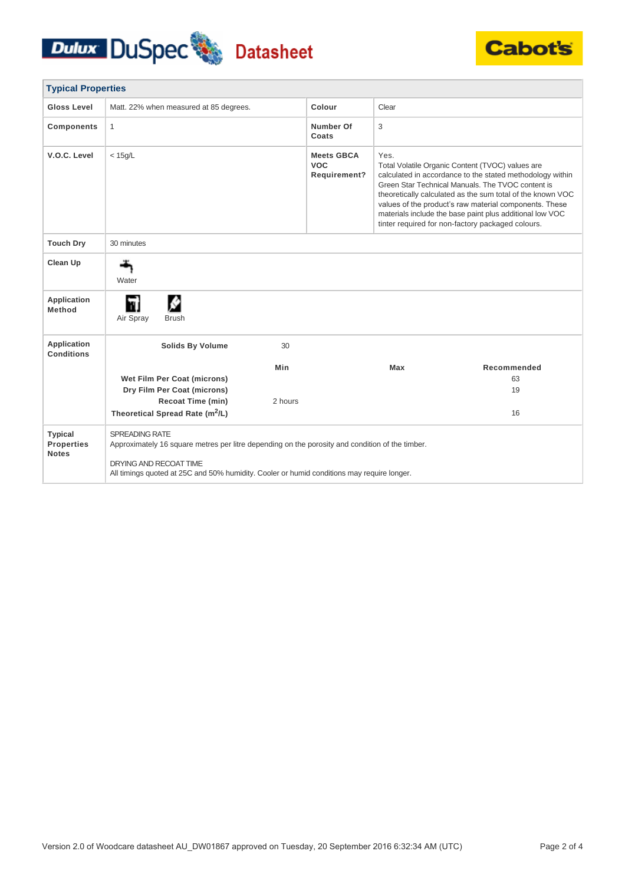Dulux DuSpec Datasheet

Cabot's

## Typical Properties

| | | | |
|---|---|---|---|
| **Gloss Level** | Matt. 22% when measured at 85 degrees. | **Colour** | Clear |
| **Components** | 1 | **Number Of Coats** | 3 |
| **V.O.C. Level** | < 15g/L | **Meets GBCA VOC Requirement?** | Yes. Total Volatile Organic Content (TVOC) values are calculated in accordance to the stated methodology within Green Star Technical Manuals. The TVOC content is theoretically calculated as the sum total of the known VOC values of the product's raw material components. These materials include the base paint plus additional low VOC tinter required for non-factory packaged colours. |
| **Touch Dry** | 30 minutes | | |
| **Clean Up** | Water | | |
| **Application Method** | Air Spray, Brush | | |

**Application Conditions**

| | Min | Max | Recommended |
|---|---|---|---|
| **Solids By Volume** | 30 | | |
| **Wet Film Per Coat (microns)** | | | 63 |
| **Dry Film Per Coat (microns)** | | | 19 |
| **Recoat Time (min)** | 2 hours | | |
| **Theoretical Spread Rate ($m^2$/L)** | | | 16 |

**Typical Properties Notes**

SPREADING RATE
Approximately 16 square metres per litre depending on the porosity and condition of the timber.

DRYING AND RECOAT TIME
All timings quoted at 25C and 50% humidity. Cooler or humid conditions may require longer.

Version 2.0 of Woodcare datasheet AU_DW01867 approved on Tuesday, 20 September 2016 6:32:34 AM (UTC)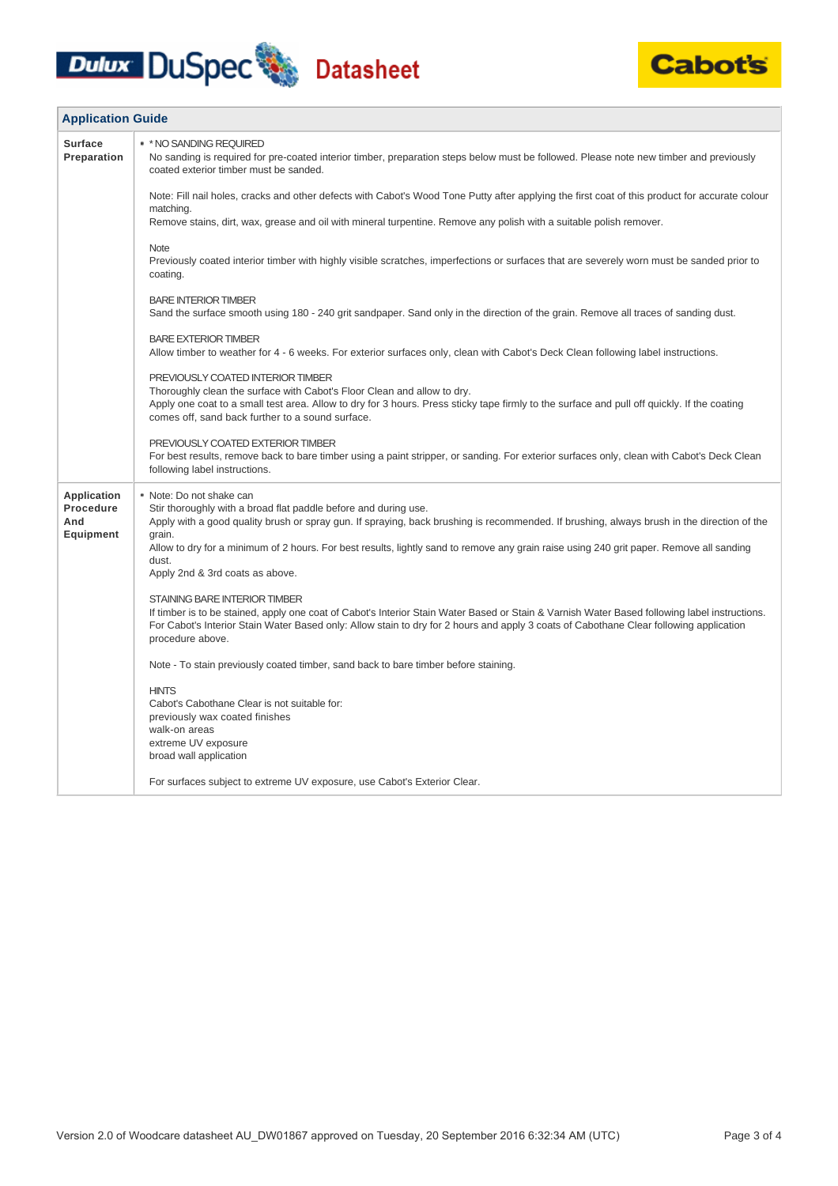## Application Guide

| | |
|---|---|
| **Surface Preparation** | • * NO SANDING REQUIRED<br>No sanding is required for pre-coated interior timber, preparation steps below must be followed. Please note new timber and previously coated exterior timber must be sanded.<br><br>Note: Fill nail holes, cracks and other defects with Cabot's Wood Tone Putty after applying the first coat of this product for accurate colour matching.<br>Remove stains, dirt, wax, grease and oil with mineral turpentine. Remove any polish with a suitable polish remover.<br><br>Note<br>Previously coated interior timber with highly visible scratches, imperfections or surfaces that are severely worn must be sanded prior to coating.<br><br>BARE INTERIOR TIMBER<br>Sand the surface smooth using 180 - 240 grit sandpaper. Sand only in the direction of the grain. Remove all traces of sanding dust.<br><br>BARE EXTERIOR TIMBER<br>Allow timber to weather for 4 - 6 weeks. For exterior surfaces only, clean with Cabot's Deck Clean following label instructions.<br><br>PREVIOUSLY COATED INTERIOR TIMBER<br>Thoroughly clean the surface with Cabot's Floor Clean and allow to dry.<br>Apply one coat to a small test area. Allow to dry for 3 hours. Press sticky tape firmly to the surface and pull off quickly. If the coating comes off, sand back further to a sound surface.<br><br>PREVIOUSLY COATED EXTERIOR TIMBER<br>For best results, remove back to bare timber using a paint stripper, or sanding. For exterior surfaces only, clean with Cabot's Deck Clean following label instructions. |
| **Application Procedure And Equipment** | • Note: Do not shake can<br>Stir thoroughly with a broad flat paddle before and during use.<br>Apply with a good quality brush or spray gun. If spraying, back brushing is recommended. If brushing, always brush in the direction of the grain.<br>Allow to dry for a minimum of 2 hours. For best results, lightly sand to remove any grain raise using 240 grit paper. Remove all sanding dust.<br>Apply 2nd & 3rd coats as above.<br><br>STAINING BARE INTERIOR TIMBER<br>If timber is to be stained, apply one coat of Cabot's Interior Stain Water Based or Stain & Varnish Water Based following label instructions.<br>For Cabot's Interior Stain Water Based only: Allow stain to dry for 2 hours and apply 3 coats of Cabothane Clear following application procedure above.<br><br>Note - To stain previously coated timber, sand back to bare timber before staining.<br><br>HINTS<br>Cabot's Cabothane Clear is not suitable for:<br>previously wax coated finishes<br>walk-on areas<br>extreme UV exposure<br>broad wall application<br><br>For surfaces subject to extreme UV exposure, use Cabot's Exterior Clear. |

Version 2.0 of Woodcare datasheet AU_DW01867 approved on Tuesday, 20 September 2016 6:32:34 AM (UTC)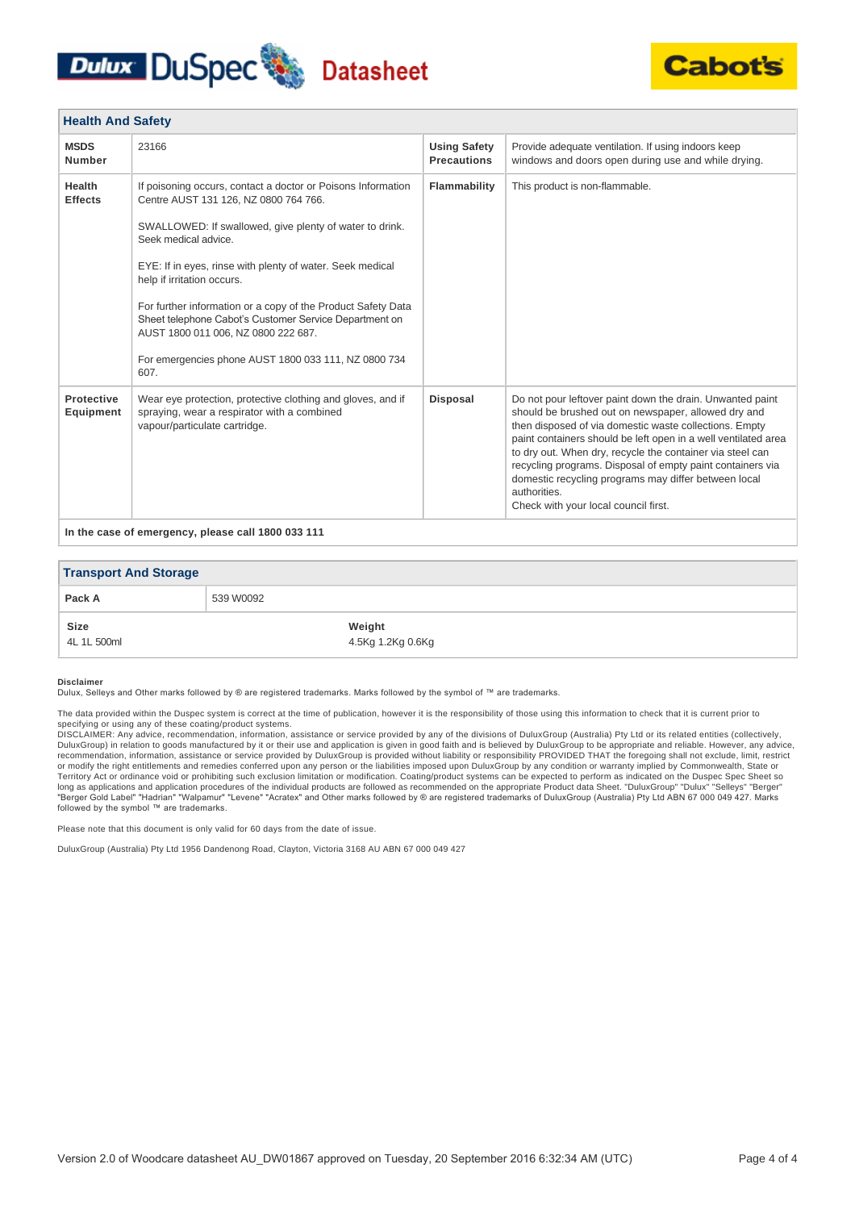## Health And Safety

| | | | |
|---|---|---|---|
| **MSDS Number** | 23166 | **Using Safety Precautions** | Provide adequate ventilation. If using indoors keep windows and doors open during use and while drying. |
| **Health Effects** | If poisoning occurs, contact a doctor or Poisons Information Centre AUST 131 126, NZ 0800 764 766.<br><br>SWALLOWED: If swallowed, give plenty of water to drink. Seek medical advice.<br><br>EYE: If in eyes, rinse with plenty of water. Seek medical help if irritation occurs.<br><br>For further information or a copy of the Product Safety Data Sheet telephone Cabot's Customer Service Department on AUST 1800 011 006, NZ 0800 222 687.<br><br>For emergencies phone AUST 1800 033 111, NZ 0800 734 607. | **Flammability** | This product is non-flammable. |
| **Protective Equipment** | Wear eye protection, protective clothing and gloves, and if spraying, wear a respirator with a combined vapour/particulate cartridge. | **Disposal** | Do not pour leftover paint down the drain. Unwanted paint should be brushed out on newspaper, allowed dry and then disposed of via domestic waste collections. Empty paint containers should be left open in a well ventilated area to dry out. When dry, recycle the container via steel can recycling programs. Disposal of empty paint containers via domestic recycling programs may differ between local authorities.<br>Check with your local council first. |

**In the case of emergency, please call 1800 033 111**

## Transport And Storage

| | |
|---|---|
| **Pack A** | 539 W0092 |
| **Size**<br>4L 1L 500ml | **Weight**<br>4.5Kg 1.2Kg 0.6Kg |

**Disclaimer**
Dulux, Selleys and Other marks followed by ® are registered trademarks. Marks followed by the symbol of ™ are trademarks.

The data provided within the Duspec system is correct at the time of publication, however it is the responsibility of those using this information to check that it is current prior to specifying or using any of these coating/product systems.
DISCLAIMER: Any advice, recommendation, information, assistance or service provided by any of the divisions of DuluxGroup (Australia) Pty Ltd or its related entities (collectively, DuluxGroup) in relation to goods manufactured by it or their use and application is given in good faith and is believed by DuluxGroup to be appropriate and reliable. However, any advice, recommendation, information, assistance or service provided by DuluxGroup is provided without liability or responsibility PROVIDED THAT the foregoing shall not exclude, limit, restrict or modify the right entitlements and remedies conferred upon any person or the liabilities imposed upon DuluxGroup by any condition or warranty implied by Commonwealth, State or Territory Act or ordinance void or prohibiting such exclusion limitation or modification. Coating/product systems can be expected to perform as indicated on the Duspec Spec Sheet so long as applications and application procedures of the individual products are followed as recommended on the appropriate Product data Sheet. "DuluxGroup" "Dulux" "Selleys" "Berger" "Berger Gold Label" "Hadrian" "Walpamur" "Levene" "Acratex" and Other marks followed by ® are registered trademarks of DuluxGroup (Australia) Pty Ltd ABN 67 000 049 427. Marks followed by the symbol ™ are trademarks.

Please note that this document is only valid for 60 days from the date of issue.

DuluxGroup (Australia) Pty Ltd 1956 Dandenong Road, Clayton, Victoria 3168 AU ABN 67 000 049 427

Version 2.0 of Woodcare datasheet AU_DW01867 approved on Tuesday, 20 September 2016 6:32:34 AM (UTC)